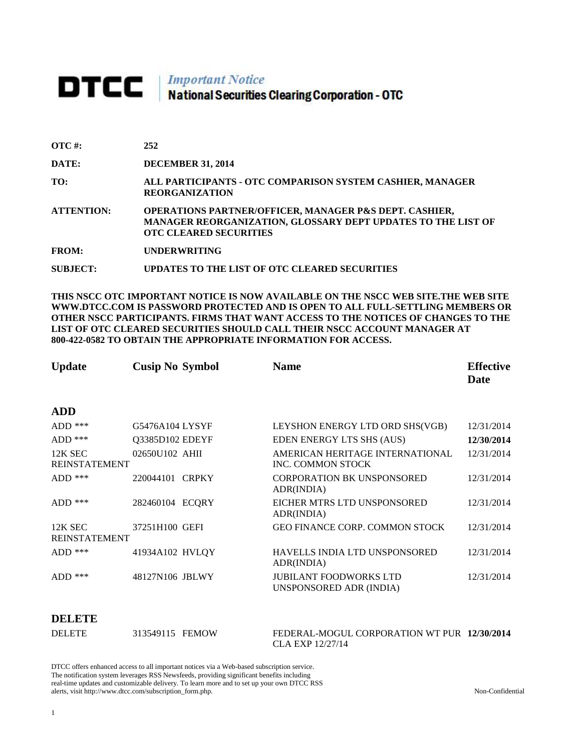# DTCC | *Important Notice* National Securities Clearing Corporation - OTC

| | |
|---|---|
| **OTC #:** | **252** |
| **DATE:** | **DECEMBER 31, 2014** |
| **TO:** | **ALL PARTICIPANTS - OTC COMPARISON SYSTEM CASHIER, MANAGER REORGANIZATION** |
| **ATTENTION:** | **OPERATIONS PARTNER/OFFICER, MANAGER P&S DEPT. CASHIER, MANAGER REORGANIZATION, GLOSSARY DEPT UPDATES TO THE LIST OF OTC CLEARED SECURITIES** |
| **FROM:** | **UNDERWRITING** |
| **SUBJECT:** | **UPDATES TO THE LIST OF OTC CLEARED SECURITIES** |

**THIS NSCC OTC IMPORTANT NOTICE IS NOW AVAILABLE ON THE NSCC WEB SITE.THE WEB SITE WWW.DTCC.COM IS PASSWORD PROTECTED AND IS OPEN TO ALL FULL-SETTLING MEMBERS OR OTHER NSCC PARTICIPANTS. FIRMS THAT WANT ACCESS TO THE NOTICES OF CHANGES TO THE LIST OF OTC CLEARED SECURITIES SHOULD CALL THEIR NSCC ACCOUNT MANAGER AT 800-422-0582 TO OBTAIN THE APPROPRIATE INFORMATION FOR ACCESS.**

| Update | Cusip No | Symbol | Name | Effective Date |
|---|---|---|---|---|
| **ADD** | | | | |
| ADD *** | G5476A104 | LYSYF | LEYSHON ENERGY LTD ORD SHS(VGB) | 12/31/2014 |
| ADD *** | Q3385D102 | EDEYF | EDEN ENERGY LTS SHS (AUS) | **12/30/2014** |
| 12K SEC REINSTATEMENT | 02650U102 | AHII | AMERICAN HERITAGE INTERNATIONAL INC. COMMON STOCK | 12/31/2014 |
| ADD *** | 220044101 | CRPKY | CORPORATION BK UNSPONSORED ADR(INDIA) | 12/31/2014 |
| ADD *** | 282460104 | ECQRY | EICHER MTRS LTD UNSPONSORED ADR(INDIA) | 12/31/2014 |
| 12K SEC REINSTATEMENT | 37251H100 | GEFI | GEO FINANCE CORP. COMMON STOCK | 12/31/2014 |
| ADD *** | 41934A102 | HVLQY | HAVELLS INDIA LTD UNSPONSORED ADR(INDIA) | 12/31/2014 |
| ADD *** | 48127N106 | JBLWY | JUBILANT FOODWORKS LTD UNSPONSORED ADR (INDIA) | 12/31/2014 |
| **DELETE** | | | | |
| DELETE | 313549115 | FEMOW | FEDERAL-MOGUL CORPORATION WT PUR CLA EXP 12/27/14 | **12/30/2014** |

DTCC offers enhanced access to all important notices via a Web-based subscription service. The notification system leverages RSS Newsfeeds, providing significant benefits including real-time updates and customizable delivery. To learn more and to set up your own DTCC RSS alerts, visit http://www.dtcc.com/subscription_form.php.

Non-Confidential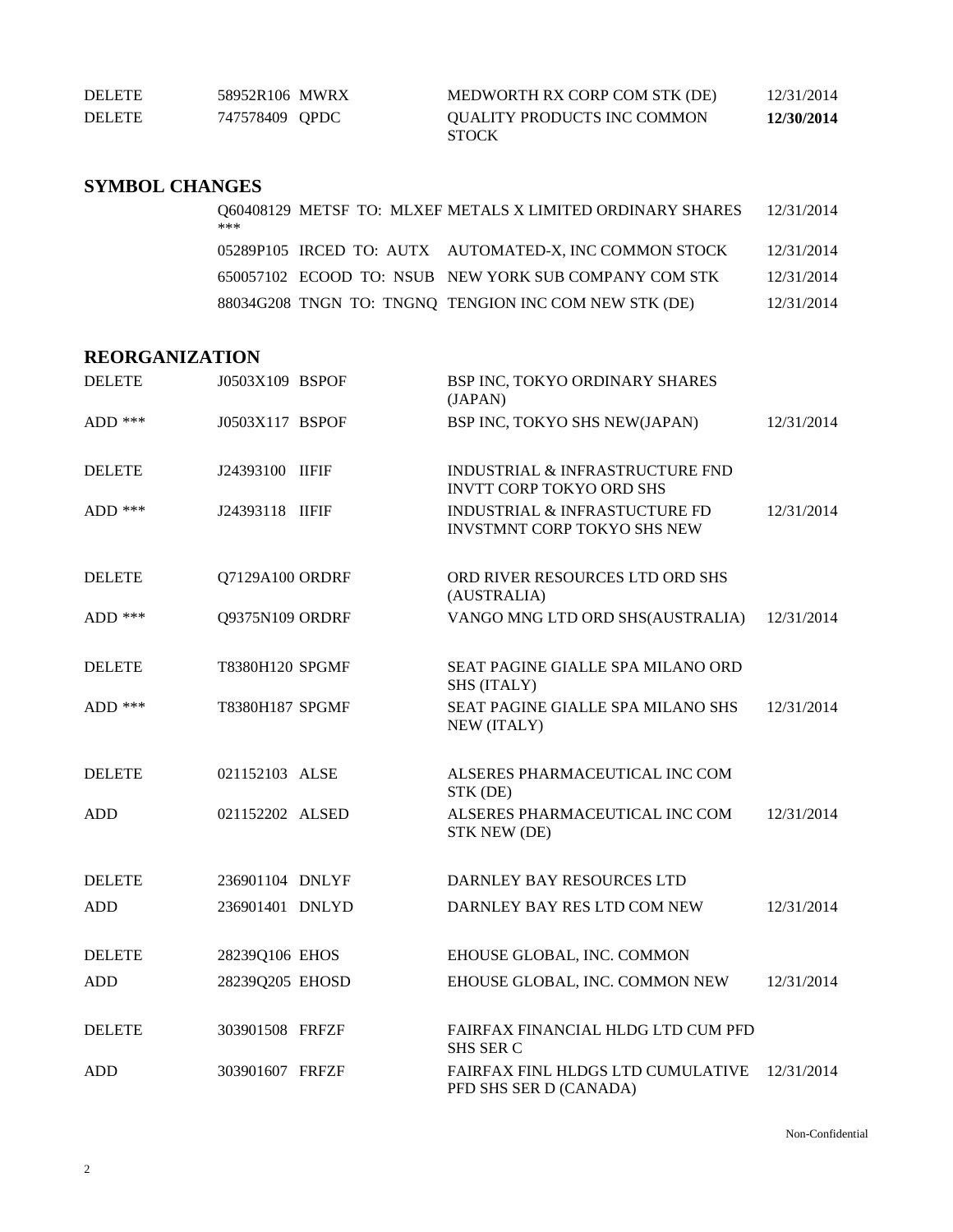| | | | | |
|---|---|---|---|---|
| DELETE | 58952R106 | MWRX | MEDWORTH RX CORP COM STK (DE) | 12/31/2014 |
| DELETE | 747578409 | QPDC | QUALITY PRODUCTS INC COMMON STOCK | **12/30/2014** |

## SYMBOL CHANGES

| | | | | | |
|---|---|---|---|---|---|
| Q60408129 *** | METSF | TO: | MLXEF | METALS X LIMITED ORDINARY SHARES | 12/31/2014 |
| 05289P105 | IRCED | TO: | AUTX | AUTOMATED-X, INC COMMON STOCK | 12/31/2014 |
| 650057102 | ECOOD | TO: | NSUB | NEW YORK SUB COMPANY COM STK | 12/31/2014 |
| 88034G208 | TNGN | TO: | TNGNQ | TENGION INC COM NEW STK (DE) | 12/31/2014 |

## REORGANIZATION

| | | | | |
|---|---|---|---|---|
| DELETE | J0503X109 | BSPOF | BSP INC, TOKYO ORDINARY SHARES (JAPAN) | |
| ADD *** | J0503X117 | BSPOF | BSP INC, TOKYO SHS NEW(JAPAN) | 12/31/2014 |
| | | | | |
| DELETE | J24393100 | IIFIF | INDUSTRIAL & INFRASTRUCTURE FND INVTT CORP TOKYO ORD SHS | |
| ADD *** | J24393118 | IIFIF | INDUSTRIAL & INFRASTUCTURE FD INVSTMNT CORP TOKYO SHS NEW | 12/31/2014 |
| | | | | |
| DELETE | Q7129A100 | ORDRF | ORD RIVER RESOURCES LTD ORD SHS (AUSTRALIA) | |
| ADD *** | Q9375N109 | ORDRF | VANGO MNG LTD ORD SHS(AUSTRALIA) | 12/31/2014 |
| | | | | |
| DELETE | T8380H120 | SPGMF | SEAT PAGINE GIALLE SPA MILANO ORD SHS (ITALY) | |
| ADD *** | T8380H187 | SPGMF | SEAT PAGINE GIALLE SPA MILANO SHS NEW (ITALY) | 12/31/2014 |
| | | | | |
| DELETE | 021152103 | ALSE | ALSERES PHARMACEUTICAL INC COM STK (DE) | |
| ADD | 021152202 | ALSED | ALSERES PHARMACEUTICAL INC COM STK NEW (DE) | 12/31/2014 |
| | | | | |
| DELETE | 236901104 | DNLYF | DARNLEY BAY RESOURCES LTD | |
| ADD | 236901401 | DNLYD | DARNLEY BAY RES LTD COM NEW | 12/31/2014 |
| | | | | |
| DELETE | 28239Q106 | EHOS | EHOUSE GLOBAL, INC. COMMON | |
| ADD | 28239Q205 | EHOSD | EHOUSE GLOBAL, INC. COMMON NEW | 12/31/2014 |
| | | | | |
| DELETE | 303901508 | FRFZF | FAIRFAX FINANCIAL HLDG LTD CUM PFD SHS SER C | |
| ADD | 303901607 | FRFZF | FAIRFAX FINL HLDGS LTD CUMULATIVE PFD SHS SER D (CANADA) | 12/31/2014 |

Non-Confidential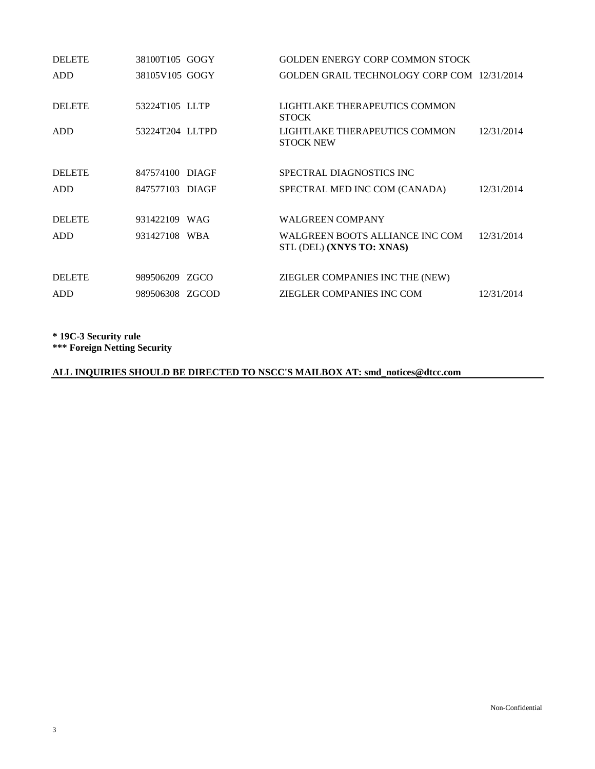| | | | | |
|---|---|---|---|---|
| DELETE | 38100T105 | GOGY | GOLDEN ENERGY CORP COMMON STOCK | |
| ADD | 38105V105 | GOGY | GOLDEN GRAIL TECHNOLOGY CORP COM | 12/31/2014 |
| DELETE | 53224T105 | LLTP | LIGHTLAKE THERAPEUTICS COMMON STOCK | |
| ADD | 53224T204 | LLTPD | LIGHTLAKE THERAPEUTICS COMMON STOCK NEW | 12/31/2014 |
| DELETE | 847574100 | DIAGF | SPECTRAL DIAGNOSTICS INC | |
| ADD | 847577103 | DIAGF | SPECTRAL MED INC COM (CANADA) | 12/31/2014 |
| DELETE | 931422109 | WAG | WALGREEN COMPANY | |
| ADD | 931427108 | WBA | WALGREEN BOOTS ALLIANCE INC COM STL (DEL) **(XNYS TO: XNAS)** | 12/31/2014 |
| DELETE | 989506209 | ZGCO | ZIEGLER COMPANIES INC THE (NEW) | |
| ADD | 989506308 | ZGCOD | ZIEGLER COMPANIES INC COM | 12/31/2014 |

**\* 19C-3 Security rule**
**\*\*\* Foreign Netting Security**

**ALL INQUIRIES SHOULD BE DIRECTED TO NSCC'S MAILBOX AT: smd_notices@dtcc.com**

Non-Confidential